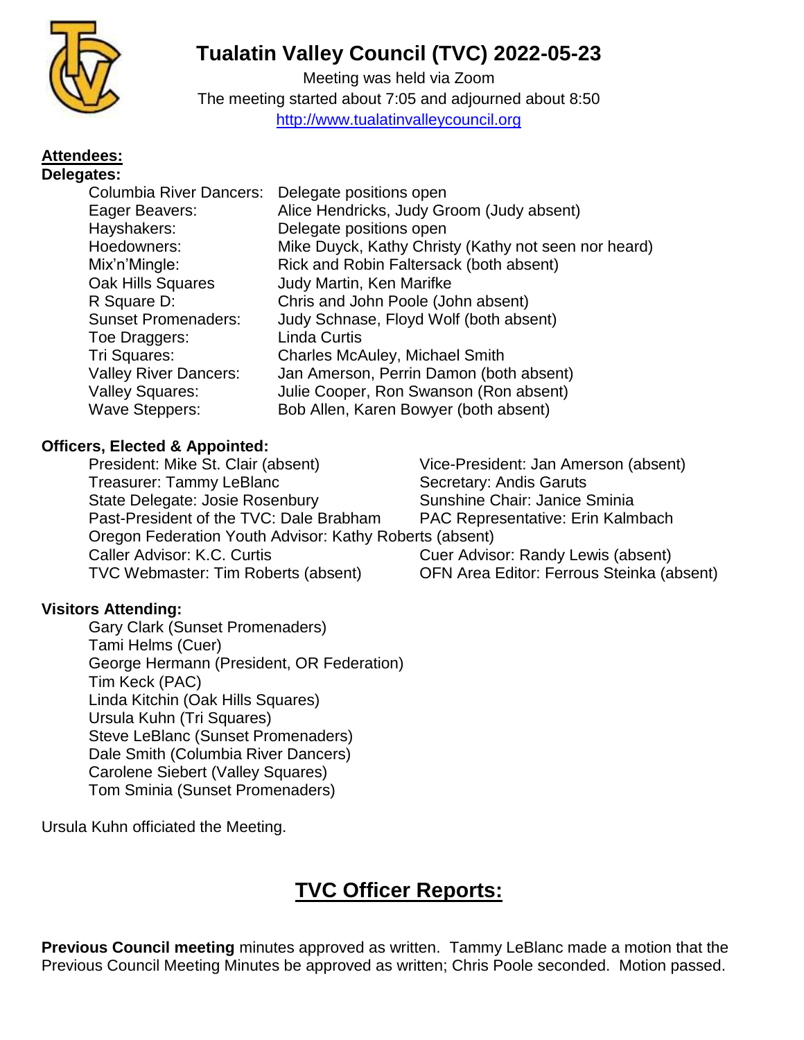# Tualatin Valley Council (TVC) 2022-05-23

Meeting was held via Zoom
The meeting started about 7:05 and adjourned about 8:50
http://www.tualatinvalleycouncil.org

**Attendees:**

**Delegates:**

| | |
|---|---|
| Columbia River Dancers: | Delegate positions open |
| Eager Beavers: | Alice Hendricks, Judy Groom (Judy absent) |
| Hayshakers: | Delegate positions open |
| Hoedowners: | Mike Duyck, Kathy Christy (Kathy not seen nor heard) |
| Mix'n'Mingle: | Rick and Robin Faltersack (both absent) |
| Oak Hills Squares | Judy Martin, Ken Marifke |
| R Square D: | Chris and John Poole (John absent) |
| Sunset Promenaders: | Judy Schnase, Floyd Wolf (both absent) |
| Toe Draggers: | Linda Curtis |
| Tri Squares: | Charles McAuley, Michael Smith |
| Valley River Dancers: | Jan Amerson, Perrin Damon (both absent) |
| Valley Squares: | Julie Cooper, Ron Swanson (Ron absent) |
| Wave Steppers: | Bob Allen, Karen Bowyer (both absent) |

**Officers, Elected & Appointed:**

- President: Mike St. Clair (absent)
- Vice-President: Jan Amerson (absent)
- Treasurer: Tammy LeBlanc
- Secretary: Andis Garuts
- State Delegate: Josie Rosenbury
- Sunshine Chair: Janice Sminia
- Past-President of the TVC: Dale Brabham
- PAC Representative: Erin Kalmbach
- Oregon Federation Youth Advisor: Kathy Roberts (absent)
- Caller Advisor: K.C. Curtis
- Cuer Advisor: Randy Lewis (absent)
- TVC Webmaster: Tim Roberts (absent)
- OFN Area Editor: Ferrous Steinka (absent)

**Visitors Attending:**

- Gary Clark (Sunset Promenaders)
- Tami Helms (Cuer)
- George Hermann (President, OR Federation)
- Tim Keck (PAC)
- Linda Kitchin (Oak Hills Squares)
- Ursula Kuhn (Tri Squares)
- Steve LeBlanc (Sunset Promenaders)
- Dale Smith (Columbia River Dancers)
- Carolene Siebert (Valley Squares)
- Tom Sminia (Sunset Promenaders)

Ursula Kuhn officiated the Meeting.

## TVC Officer Reports:

**Previous Council meeting** minutes approved as written. Tammy LeBlanc made a motion that the Previous Council Meeting Minutes be approved as written; Chris Poole seconded. Motion passed.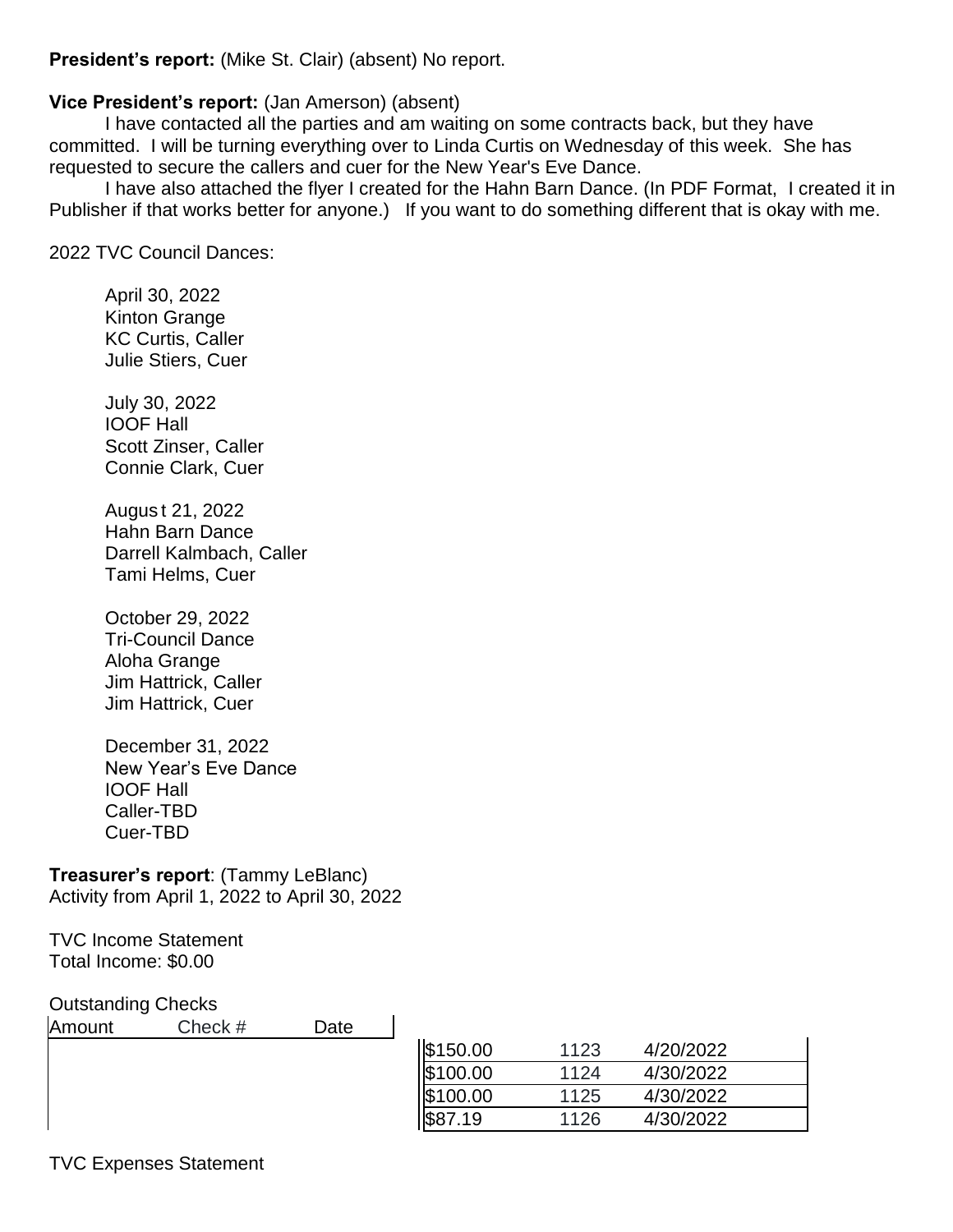**President's report:** (Mike St. Clair) (absent) No report.

**Vice President's report:** (Jan Amerson) (absent)

I have contacted all the parties and am waiting on some contracts back, but they have committed. I will be turning everything over to Linda Curtis on Wednesday of this week. She has requested to secure the callers and cuer for the New Year's Eve Dance.

I have also attached the flyer I created for the Hahn Barn Dance. (In PDF Format, I created it in Publisher if that works better for anyone.) If you want to do something different that is okay with me.

2022 TVC Council Dances:

April 30, 2022
Kinton Grange
KC Curtis, Caller
Julie Stiers, Cuer

July 30, 2022
IOOF Hall
Scott Zinser, Caller
Connie Clark, Cuer

August 21, 2022
Hahn Barn Dance
Darrell Kalmbach, Caller
Tami Helms, Cuer

October 29, 2022
Tri-Council Dance
Aloha Grange
Jim Hattrick, Caller
Jim Hattrick, Cuer

December 31, 2022
New Year's Eve Dance
IOOF Hall
Caller-TBD
Cuer-TBD

**Treasurer's report**: (Tammy LeBlanc)
Activity from April 1, 2022 to April 30, 2022

TVC Income Statement
Total Income: $0.00

Outstanding Checks

| Amount | Check # | Date |
|---|---|---|
| $150.00 | 1123 | 4/20/2022 |
| $100.00 | 1124 | 4/30/2022 |
| $100.00 | 1125 | 4/30/2022 |
| $87.19 | 1126 | 4/30/2022 |

TVC Expenses Statement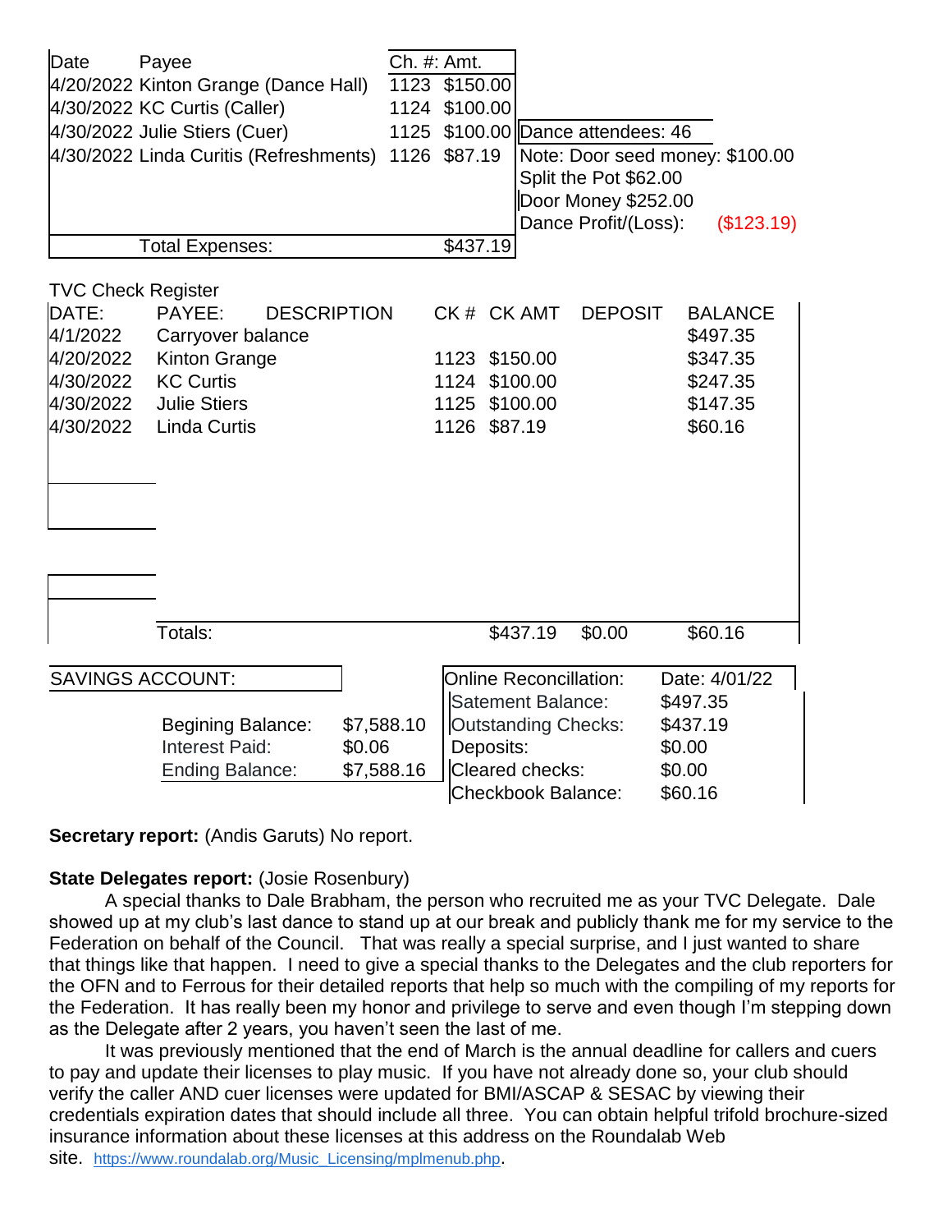| Date | Payee | Ch. #: | Amt. |
|---|---|---|---|
| 4/20/2022 | Kinton Grange (Dance Hall) | 1123 | $150.00 |
| 4/30/2022 | KC Curtis (Caller) | 1124 | $100.00 |
| 4/30/2022 | Julie Stiers (Cuer) | 1125 | $100.00 |
| 4/30/2022 | Linda Curitis (Refreshments) | 1126 | $87.19 |
| | Total Expenses: | | $437.19 |

Dance attendees: 46

Note: Door seed money: $100.00

Split the Pot $62.00

Door Money $252.00

Dance Profit/(Loss): ($123.19)

TVC Check Register

| DATE: | PAYEE: DESCRIPTION | CK # | CK AMT | DEPOSIT | BALANCE |
|---|---|---|---|---|---|
| 4/1/2022 | Carryover balance | | | | $497.35 |
| 4/20/2022 | Kinton Grange | 1123 | $150.00 | | $347.35 |
| 4/30/2022 | KC Curtis | 1124 | $100.00 | | $247.35 |
| 4/30/2022 | Julie Stiers | 1125 | $100.00 | | $147.35 |
| 4/30/2022 | Linda Curtis | 1126 | $87.19 | | $60.16 |
| | Totals: | | $437.19 | $0.00 | $60.16 |

| SAVINGS ACCOUNT: | |
|---|---|
| Begining Balance: | $7,588.10 |
| Interest Paid: | $0.06 |
| Ending Balance: | $7,588.16 |

| Online Reconcillation: | Date: 4/01/22 |
|---|---|
| Satement Balance: | $497.35 |
| Outstanding Checks: | $437.19 |
| Deposits: | $0.00 |
| Cleared checks: | $0.00 |
| Checkbook Balance: | $60.16 |

**Secretary report:** (Andis Garuts) No report.

**State Delegates report:** (Josie Rosenbury)

A special thanks to Dale Brabham, the person who recruited me as your TVC Delegate. Dale showed up at my club's last dance to stand up at our break and publicly thank me for my service to the Federation on behalf of the Council. That was really a special surprise, and I just wanted to share that things like that happen. I need to give a special thanks to the Delegates and the club reporters for the OFN and to Ferrous for their detailed reports that help so much with the compiling of my reports for the Federation. It has really been my honor and privilege to serve and even though I'm stepping down as the Delegate after 2 years, you haven't seen the last of me.

It was previously mentioned that the end of March is the annual deadline for callers and cuers to pay and update their licenses to play music. If you have not already done so, your club should verify the caller AND cuer licenses were updated for BMI/ASCAP & SESAC by viewing their credentials expiration dates that should include all three. You can obtain helpful trifold brochure-sized insurance information about these licenses at this address on the Roundalab Web site. https://www.roundalab.org/Music_Licensing/mplmenub.php.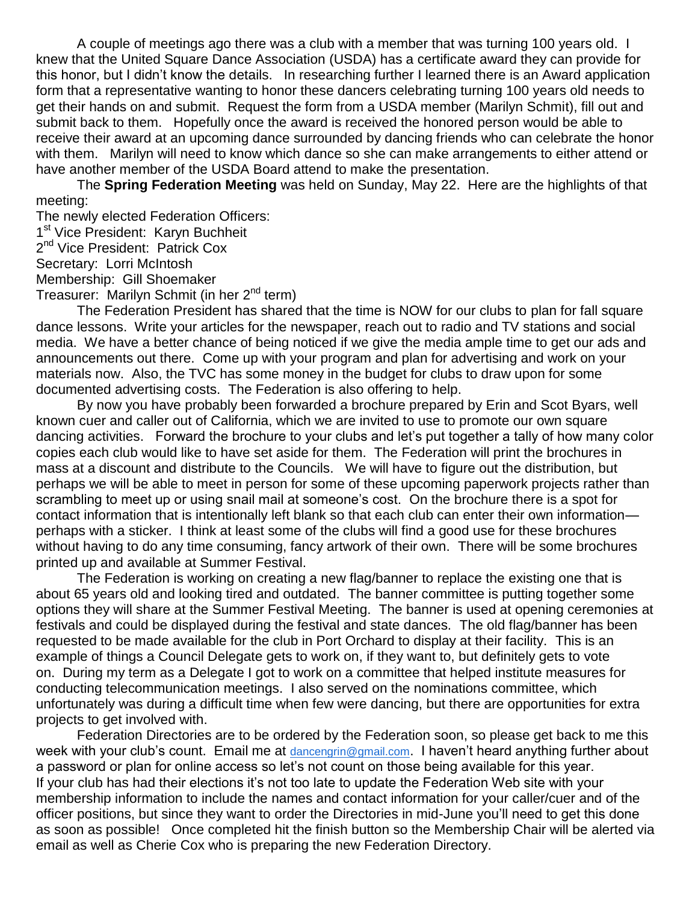A couple of meetings ago there was a club with a member that was turning 100 years old. I knew that the United Square Dance Association (USDA) has a certificate award they can provide for this honor, but I didn't know the details. In researching further I learned there is an Award application form that a representative wanting to honor these dancers celebrating turning 100 years old needs to get their hands on and submit. Request the form from a USDA member (Marilyn Schmit), fill out and submit back to them. Hopefully once the award is received the honored person would be able to receive their award at an upcoming dance surrounded by dancing friends who can celebrate the honor with them. Marilyn will need to know which dance so she can make arrangements to either attend or have another member of the USDA Board attend to make the presentation.

The **Spring Federation Meeting** was held on Sunday, May 22. Here are the highlights of that meeting:

The newly elected Federation Officers:
1st Vice President: Karyn Buchheit
2nd Vice President: Patrick Cox
Secretary: Lorri McIntosh
Membership: Gill Shoemaker
Treasurer: Marilyn Schmit (in her 2nd term)

The Federation President has shared that the time is NOW for our clubs to plan for fall square dance lessons. Write your articles for the newspaper, reach out to radio and TV stations and social media. We have a better chance of being noticed if we give the media ample time to get our ads and announcements out there. Come up with your program and plan for advertising and work on your materials now. Also, the TVC has some money in the budget for clubs to draw upon for some documented advertising costs. The Federation is also offering to help.

By now you have probably been forwarded a brochure prepared by Erin and Scot Byars, well known cuer and caller out of California, which we are invited to use to promote our own square dancing activities. Forward the brochure to your clubs and let's put together a tally of how many color copies each club would like to have set aside for them. The Federation will print the brochures in mass at a discount and distribute to the Councils. We will have to figure out the distribution, but perhaps we will be able to meet in person for some of these upcoming paperwork projects rather than scrambling to meet up or using snail mail at someone's cost. On the brochure there is a spot for contact information that is intentionally left blank so that each club can enter their own information—perhaps with a sticker. I think at least some of the clubs will find a good use for these brochures without having to do any time consuming, fancy artwork of their own. There will be some brochures printed up and available at Summer Festival.

The Federation is working on creating a new flag/banner to replace the existing one that is about 65 years old and looking tired and outdated. The banner committee is putting together some options they will share at the Summer Festival Meeting. The banner is used at opening ceremonies at festivals and could be displayed during the festival and state dances. The old flag/banner has been requested to be made available for the club in Port Orchard to display at their facility. This is an example of things a Council Delegate gets to work on, if they want to, but definitely gets to vote on. During my term as a Delegate I got to work on a committee that helped institute measures for conducting telecommunication meetings. I also served on the nominations committee, which unfortunately was during a difficult time when few were dancing, but there are opportunities for extra projects to get involved with.

Federation Directories are to be ordered by the Federation soon, so please get back to me this week with your club's count. Email me at dancengrin@gmail.com. I haven't heard anything further about a password or plan for online access so let's not count on those being available for this year. If your club has had their elections it's not too late to update the Federation Web site with your membership information to include the names and contact information for your caller/cuer and of the officer positions, but since they want to order the Directories in mid-June you'll need to get this done as soon as possible! Once completed hit the finish button so the Membership Chair will be alerted via email as well as Cherie Cox who is preparing the new Federation Directory.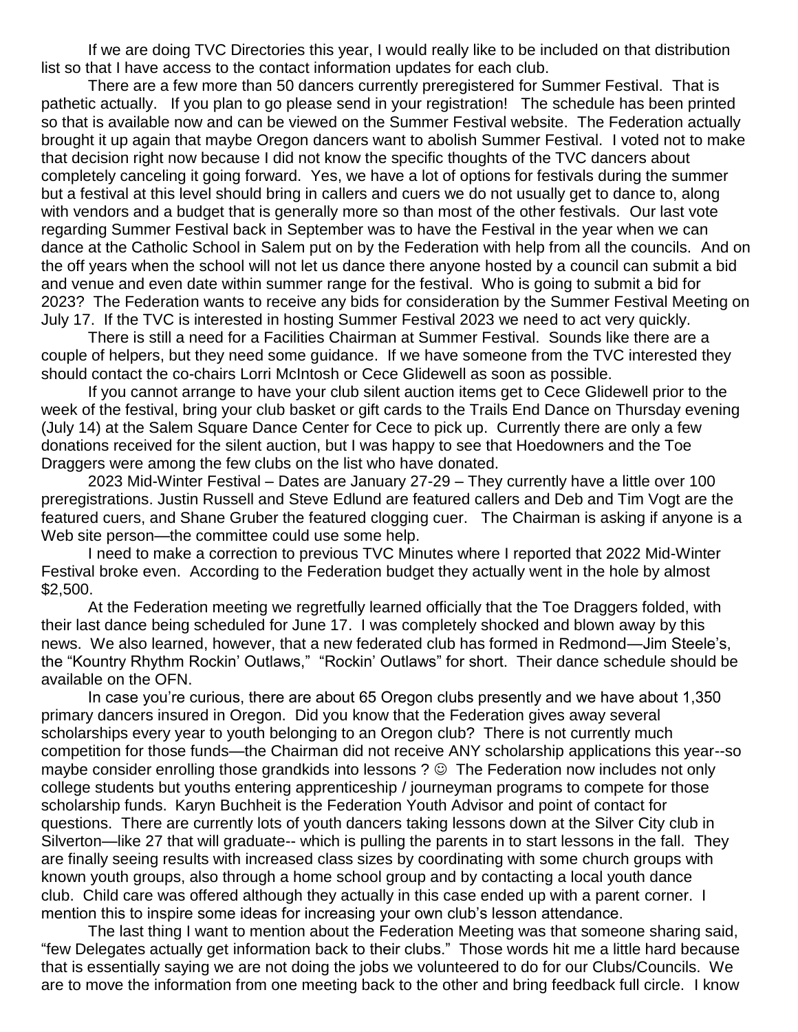If we are doing TVC Directories this year, I would really like to be included on that distribution list so that I have access to the contact information updates for each club.

There are a few more than 50 dancers currently preregistered for Summer Festival. That is pathetic actually. If you plan to go please send in your registration! The schedule has been printed so that is available now and can be viewed on the Summer Festival website. The Federation actually brought it up again that maybe Oregon dancers want to abolish Summer Festival. I voted not to make that decision right now because I did not know the specific thoughts of the TVC dancers about completely canceling it going forward. Yes, we have a lot of options for festivals during the summer but a festival at this level should bring in callers and cuers we do not usually get to dance to, along with vendors and a budget that is generally more so than most of the other festivals. Our last vote regarding Summer Festival back in September was to have the Festival in the year when we can dance at the Catholic School in Salem put on by the Federation with help from all the councils. And on the off years when the school will not let us dance there anyone hosted by a council can submit a bid and venue and even date within summer range for the festival. Who is going to submit a bid for 2023? The Federation wants to receive any bids for consideration by the Summer Festival Meeting on July 17. If the TVC is interested in hosting Summer Festival 2023 we need to act very quickly.

There is still a need for a Facilities Chairman at Summer Festival. Sounds like there are a couple of helpers, but they need some guidance. If we have someone from the TVC interested they should contact the co-chairs Lorri McIntosh or Cece Glidewell as soon as possible.

If you cannot arrange to have your club silent auction items get to Cece Glidewell prior to the week of the festival, bring your club basket or gift cards to the Trails End Dance on Thursday evening (July 14) at the Salem Square Dance Center for Cece to pick up. Currently there are only a few donations received for the silent auction, but I was happy to see that Hoedowners and the Toe Draggers were among the few clubs on the list who have donated.

2023 Mid-Winter Festival – Dates are January 27-29 – They currently have a little over 100 preregistrations. Justin Russell and Steve Edlund are featured callers and Deb and Tim Vogt are the featured cuers, and Shane Gruber the featured clogging cuer. The Chairman is asking if anyone is a Web site person—the committee could use some help.

I need to make a correction to previous TVC Minutes where I reported that 2022 Mid-Winter Festival broke even. According to the Federation budget they actually went in the hole by almost $2,500.

At the Federation meeting we regretfully learned officially that the Toe Draggers folded, with their last dance being scheduled for June 17. I was completely shocked and blown away by this news. We also learned, however, that a new federated club has formed in Redmond—Jim Steele's, the "Kountry Rhythm Rockin' Outlaws," "Rockin' Outlaws" for short. Their dance schedule should be available on the OFN.

In case you're curious, there are about 65 Oregon clubs presently and we have about 1,350 primary dancers insured in Oregon. Did you know that the Federation gives away several scholarships every year to youth belonging to an Oregon club? There is not currently much competition for those funds—the Chairman did not receive ANY scholarship applications this year--so maybe consider enrolling those grandkids into lessons ? ☺ The Federation now includes not only college students but youths entering apprenticeship / journeyman programs to compete for those scholarship funds. Karyn Buchheit is the Federation Youth Advisor and point of contact for questions. There are currently lots of youth dancers taking lessons down at the Silver City club in Silverton—like 27 that will graduate-- which is pulling the parents in to start lessons in the fall. They are finally seeing results with increased class sizes by coordinating with some church groups with known youth groups, also through a home school group and by contacting a local youth dance club. Child care was offered although they actually in this case ended up with a parent corner. I mention this to inspire some ideas for increasing your own club's lesson attendance.

The last thing I want to mention about the Federation Meeting was that someone sharing said, "few Delegates actually get information back to their clubs." Those words hit me a little hard because that is essentially saying we are not doing the jobs we volunteered to do for our Clubs/Councils. We are to move the information from one meeting back to the other and bring feedback full circle. I know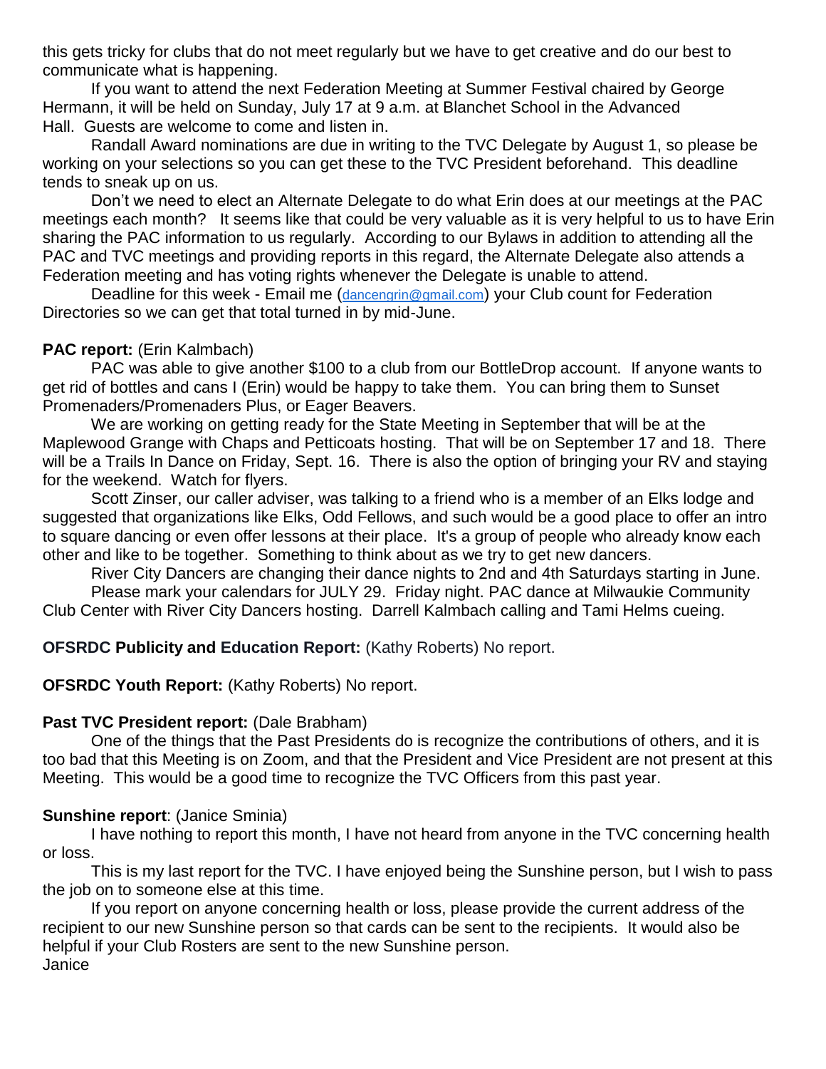this gets tricky for clubs that do not meet regularly but we have to get creative and do our best to communicate what is happening.

If you want to attend the next Federation Meeting at Summer Festival chaired by George Hermann, it will be held on Sunday, July 17 at 9 a.m. at Blanchet School in the Advanced Hall. Guests are welcome to come and listen in.

Randall Award nominations are due in writing to the TVC Delegate by August 1, so please be working on your selections so you can get these to the TVC President beforehand. This deadline tends to sneak up on us.

Don't we need to elect an Alternate Delegate to do what Erin does at our meetings at the PAC meetings each month? It seems like that could be very valuable as it is very helpful to us to have Erin sharing the PAC information to us regularly. According to our Bylaws in addition to attending all the PAC and TVC meetings and providing reports in this regard, the Alternate Delegate also attends a Federation meeting and has voting rights whenever the Delegate is unable to attend.

Deadline for this week - Email me (dancengrin@gmail.com) your Club count for Federation Directories so we can get that total turned in by mid-June.

**PAC report:** (Erin Kalmbach)

PAC was able to give another $100 to a club from our BottleDrop account. If anyone wants to get rid of bottles and cans I (Erin) would be happy to take them. You can bring them to Sunset Promenaders/Promenaders Plus, or Eager Beavers.

We are working on getting ready for the State Meeting in September that will be at the Maplewood Grange with Chaps and Petticoats hosting. That will be on September 17 and 18. There will be a Trails In Dance on Friday, Sept. 16. There is also the option of bringing your RV and staying for the weekend. Watch for flyers.

Scott Zinser, our caller adviser, was talking to a friend who is a member of an Elks lodge and suggested that organizations like Elks, Odd Fellows, and such would be a good place to offer an intro to square dancing or even offer lessons at their place. It's a group of people who already know each other and like to be together. Something to think about as we try to get new dancers.

River City Dancers are changing their dance nights to 2nd and 4th Saturdays starting in June.

Please mark your calendars for JULY 29. Friday night. PAC dance at Milwaukie Community Club Center with River City Dancers hosting. Darrell Kalmbach calling and Tami Helms cueing.

**OFSRDC Publicity and Education Report:** (Kathy Roberts) No report.

**OFSRDC Youth Report:** (Kathy Roberts) No report.

**Past TVC President report:** (Dale Brabham)

One of the things that the Past Presidents do is recognize the contributions of others, and it is too bad that this Meeting is on Zoom, and that the President and Vice President are not present at this Meeting. This would be a good time to recognize the TVC Officers from this past year.

**Sunshine report**: (Janice Sminia)

I have nothing to report this month, I have not heard from anyone in the TVC concerning health or loss.

This is my last report for the TVC. I have enjoyed being the Sunshine person, but I wish to pass the job on to someone else at this time.

If you report on anyone concerning health or loss, please provide the current address of the recipient to our new Sunshine person so that cards can be sent to the recipients. It would also be helpful if your Club Rosters are sent to the new Sunshine person.

Janice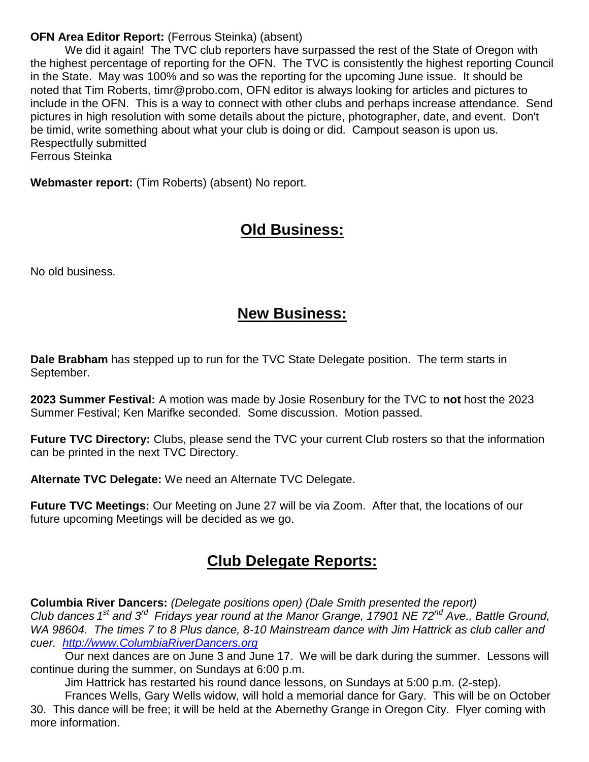**OFN Area Editor Report:** (Ferrous Steinka) (absent)

We did it again! The TVC club reporters have surpassed the rest of the State of Oregon with the highest percentage of reporting for the OFN. The TVC is consistently the highest reporting Council in the State. May was 100% and so was the reporting for the upcoming June issue. It should be noted that Tim Roberts, timr@probo.com, OFN editor is always looking for articles and pictures to include in the OFN. This is a way to connect with other clubs and perhaps increase attendance. Send pictures in high resolution with some details about the picture, photographer, date, and event. Don't be timid, write something about what your club is doing or did. Campout season is upon us.
Respectfully submitted
Ferrous Steinka

**Webmaster report:** (Tim Roberts) (absent) No report.

## Old Business:

No old business.

## New Business:

**Dale Brabham** has stepped up to run for the TVC State Delegate position. The term starts in September.

**2023 Summer Festival:** A motion was made by Josie Rosenbury for the TVC to **not** host the 2023 Summer Festival; Ken Marifke seconded. Some discussion. Motion passed.

**Future TVC Directory:** Clubs, please send the TVC your current Club rosters so that the information can be printed in the next TVC Directory.

**Alternate TVC Delegate:** We need an Alternate TVC Delegate.

**Future TVC Meetings:** Our Meeting on June 27 will be via Zoom. After that, the locations of our future upcoming Meetings will be decided as we go.

## Club Delegate Reports:

**Columbia River Dancers:** *(Delegate positions open) (Dale Smith presented the report)*
*Club dances 1st and 3rd Fridays year round at the Manor Grange, 17901 NE 72nd Ave., Battle Ground, WA 98604. The times 7 to 8 Plus dance, 8-10 Mainstream dance with Jim Hattrick as club caller and cuer. [http://www.ColumbiaRiverDancers.org](http://www.ColumbiaRiverDancers.org)*

Our next dances are on June 3 and June 17. We will be dark during the summer. Lessons will continue during the summer, on Sundays at 6:00 p.m.

Jim Hattrick has restarted his round dance lessons, on Sundays at 5:00 p.m. (2-step).

Frances Wells, Gary Wells widow, will hold a memorial dance for Gary. This will be on October 30. This dance will be free; it will be held at the Abernethy Grange in Oregon City. Flyer coming with more information.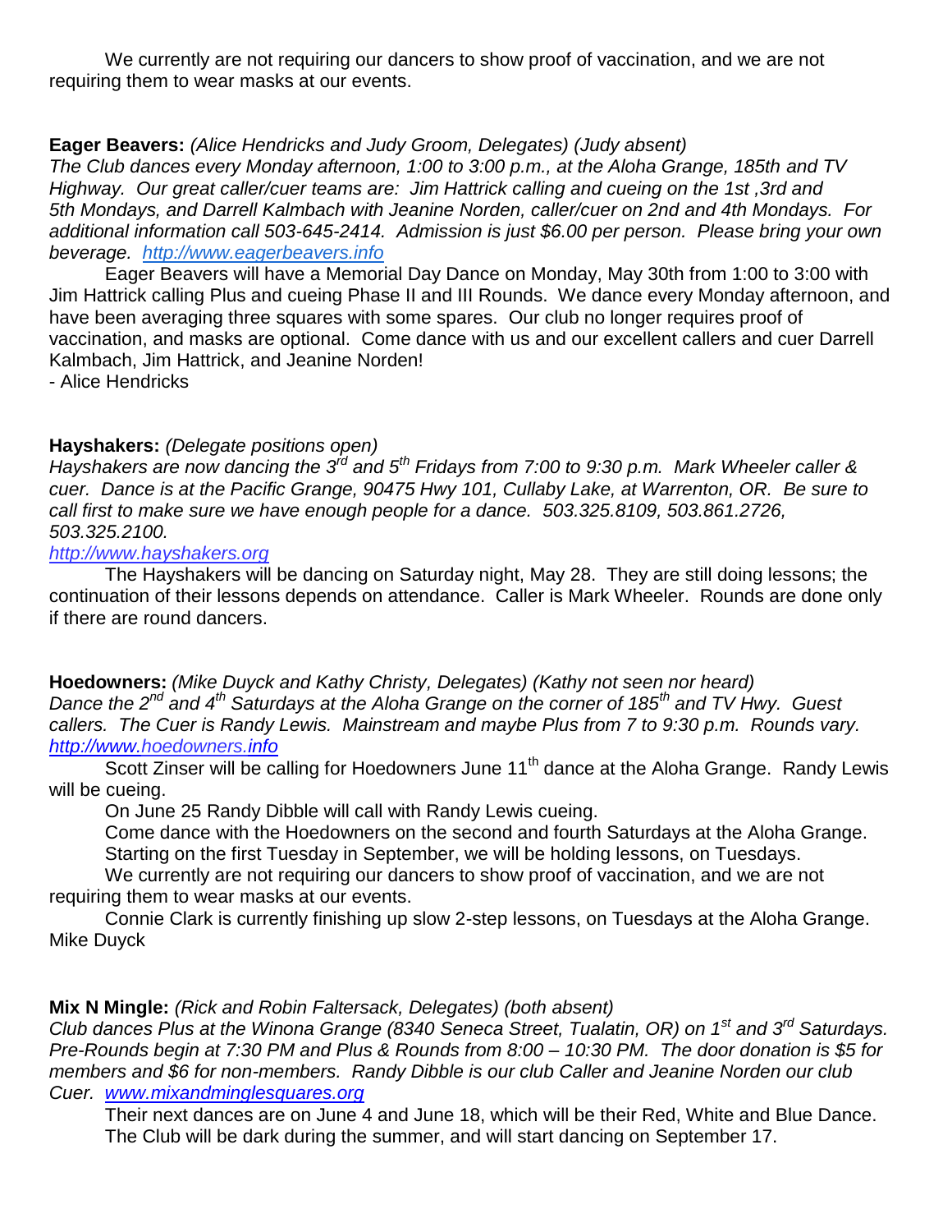We currently are not requiring our dancers to show proof of vaccination, and we are not requiring them to wear masks at our events.

**Eager Beavers:** *(Alice Hendricks and Judy Groom, Delegates) (Judy absent)*
*The Club dances every Monday afternoon, 1:00 to 3:00 p.m., at the Aloha Grange, 185th and TV Highway. Our great caller/cuer teams are: Jim Hattrick calling and cueing on the 1st ,3rd and 5th Mondays, and Darrell Kalmbach with Jeanine Norden, caller/cuer on 2nd and 4th Mondays. For additional information call 503-645-2414. Admission is just $6.00 per person. Please bring your own beverage. [http://www.eagerbeavers.info](http://www.eagerbeavers.info)*

Eager Beavers will have a Memorial Day Dance on Monday, May 30th from 1:00 to 3:00 with Jim Hattrick calling Plus and cueing Phase II and III Rounds. We dance every Monday afternoon, and have been averaging three squares with some spares. Our club no longer requires proof of vaccination, and masks are optional. Come dance with us and our excellent callers and cuer Darrell Kalmbach, Jim Hattrick, and Jeanine Norden!
- Alice Hendricks

**Hayshakers:** *(Delegate positions open)*
*Hayshakers are now dancing the 3rd and 5th Fridays from 7:00 to 9:30 p.m. Mark Wheeler caller & cuer. Dance is at the Pacific Grange, 90475 Hwy 101, Cullaby Lake, at Warrenton, OR. Be sure to call first to make sure we have enough people for a dance. 503.325.8109, 503.861.2726, 503.325.2100.*
*[http://www.hayshakers.org](http://www.hayshakers.org)*

The Hayshakers will be dancing on Saturday night, May 28. They are still doing lessons; the continuation of their lessons depends on attendance. Caller is Mark Wheeler. Rounds are done only if there are round dancers.

**Hoedowners:** *(Mike Duyck and Kathy Christy, Delegates) (Kathy not seen nor heard)*
*Dance the 2nd and 4th Saturdays at the Aloha Grange on the corner of 185th and TV Hwy. Guest callers. The Cuer is Randy Lewis. Mainstream and maybe Plus from 7 to 9:30 p.m. Rounds vary. [http://www.hoedowners.info](http://www.hoedowners.info)*

Scott Zinser will be calling for Hoedowners June 11th dance at the Aloha Grange. Randy Lewis will be cueing.

On June 25 Randy Dibble will call with Randy Lewis cueing.

Come dance with the Hoedowners on the second and fourth Saturdays at the Aloha Grange.

Starting on the first Tuesday in September, we will be holding lessons, on Tuesdays.

We currently are not requiring our dancers to show proof of vaccination, and we are not requiring them to wear masks at our events.

Connie Clark is currently finishing up slow 2-step lessons, on Tuesdays at the Aloha Grange.
Mike Duyck

**Mix N Mingle:** *(Rick and Robin Faltersack, Delegates) (both absent)*
*Club dances Plus at the Winona Grange (8340 Seneca Street, Tualatin, OR) on 1st and 3rd Saturdays. Pre-Rounds begin at 7:30 PM and Plus & Rounds from 8:00 – 10:30 PM. The door donation is $5 for members and $6 for non-members. Randy Dibble is our club Caller and Jeanine Norden our club Cuer. [www.mixandminglesquares.org](http://www.mixandminglesquares.org)*

Their next dances are on June 4 and June 18, which will be their Red, White and Blue Dance. The Club will be dark during the summer, and will start dancing on September 17.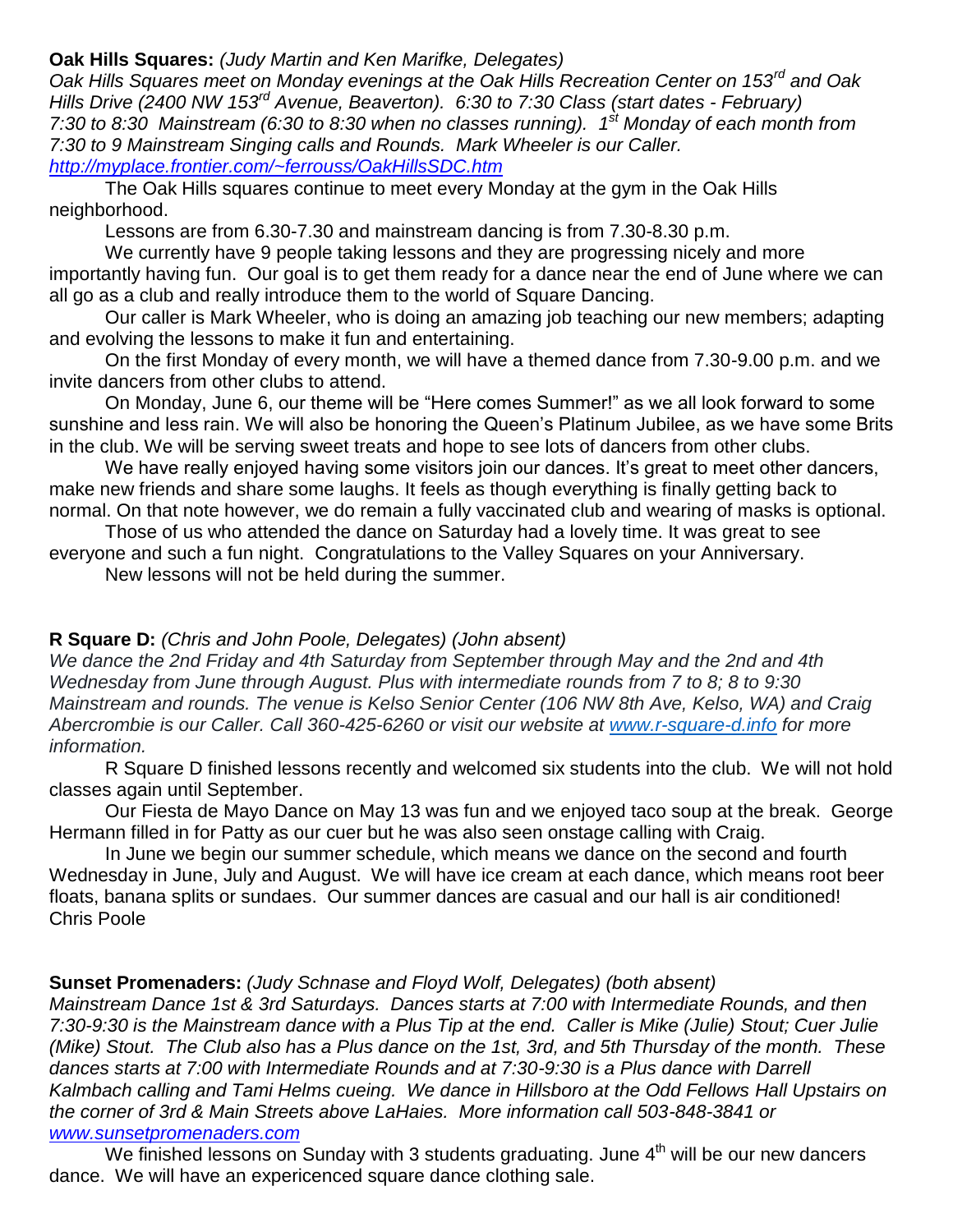**Oak Hills Squares:** *(Judy Martin and Ken Marifke, Delegates)*
*Oak Hills Squares meet on Monday evenings at the Oak Hills Recreation Center on 153rd and Oak Hills Drive (2400 NW 153rd Avenue, Beaverton). 6:30 to 7:30 Class (start dates - February) 7:30 to 8:30 Mainstream (6:30 to 8:30 when no classes running). 1st Monday of each month from 7:30 to 9 Mainstream Singing calls and Rounds. Mark Wheeler is our Caller.*
*http://myplace.frontier.com/~ferrouss/OakHillsSDC.htm*

The Oak Hills squares continue to meet every Monday at the gym in the Oak Hills neighborhood.

Lessons are from 6.30-7.30 and mainstream dancing is from 7.30-8.30 p.m.

We currently have 9 people taking lessons and they are progressing nicely and more importantly having fun. Our goal is to get them ready for a dance near the end of June where we can all go as a club and really introduce them to the world of Square Dancing.

Our caller is Mark Wheeler, who is doing an amazing job teaching our new members; adapting and evolving the lessons to make it fun and entertaining.

On the first Monday of every month, we will have a themed dance from 7.30-9.00 p.m. and we invite dancers from other clubs to attend.

On Monday, June 6, our theme will be "Here comes Summer!" as we all look forward to some sunshine and less rain. We will also be honoring the Queen's Platinum Jubilee, as we have some Brits in the club. We will be serving sweet treats and hope to see lots of dancers from other clubs.

We have really enjoyed having some visitors join our dances. It's great to meet other dancers, make new friends and share some laughs. It feels as though everything is finally getting back to normal. On that note however, we do remain a fully vaccinated club and wearing of masks is optional.

Those of us who attended the dance on Saturday had a lovely time. It was great to see everyone and such a fun night. Congratulations to the Valley Squares on your Anniversary.

New lessons will not be held during the summer.

**R Square D:** *(Chris and John Poole, Delegates) (John absent)*
*We dance the 2nd Friday and 4th Saturday from September through May and the 2nd and 4th Wednesday from June through August. Plus with intermediate rounds from 7 to 8; 8 to 9:30 Mainstream and rounds. The venue is Kelso Senior Center (106 NW 8th Ave, Kelso, WA) and Craig Abercrombie is our Caller. Call 360-425-6260 or visit our website at www.r-square-d.info for more information.*

R Square D finished lessons recently and welcomed six students into the club. We will not hold classes again until September.

Our Fiesta de Mayo Dance on May 13 was fun and we enjoyed taco soup at the break. George Hermann filled in for Patty as our cuer but he was also seen onstage calling with Craig.

In June we begin our summer schedule, which means we dance on the second and fourth Wednesday in June, July and August. We will have ice cream at each dance, which means root beer floats, banana splits or sundaes. Our summer dances are casual and our hall is air conditioned!
Chris Poole

**Sunset Promenaders:** *(Judy Schnase and Floyd Wolf, Delegates) (both absent)*
*Mainstream Dance 1st & 3rd Saturdays. Dances starts at 7:00 with Intermediate Rounds, and then 7:30-9:30 is the Mainstream dance with a Plus Tip at the end. Caller is Mike (Julie) Stout; Cuer Julie (Mike) Stout. The Club also has a Plus dance on the 1st, 3rd, and 5th Thursday of the month. These dances starts at 7:00 with Intermediate Rounds and at 7:30-9:30 is a Plus dance with Darrell Kalmbach calling and Tami Helms cueing. We dance in Hillsboro at the Odd Fellows Hall Upstairs on the corner of 3rd & Main Streets above LaHaies. More information call 503-848-3841 or www.sunsetpromenaders.com*

We finished lessons on Sunday with 3 students graduating. June 4th will be our new dancers dance. We will have an expericenced square dance clothing sale.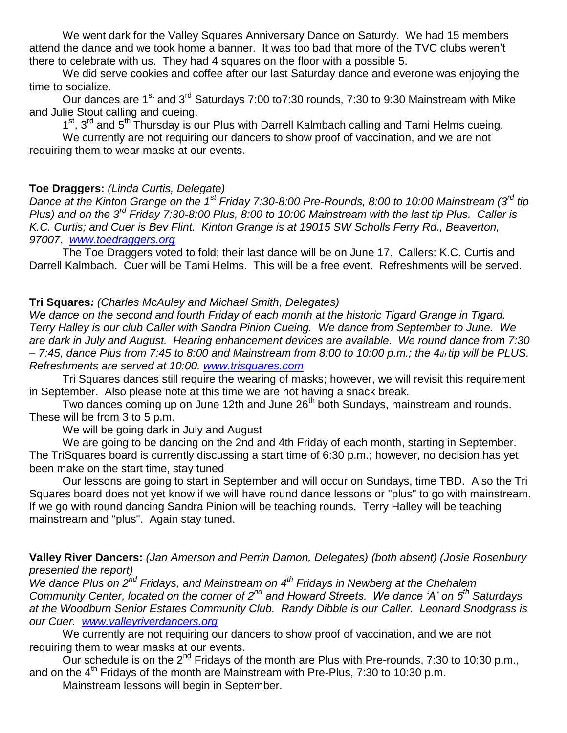We went dark for the Valley Squares Anniversary Dance on Saturdy. We had 15 members attend the dance and we took home a banner. It was too bad that more of the TVC clubs weren't there to celebrate with us. They had 4 squares on the floor with a possible 5.

We did serve cookies and coffee after our last Saturday dance and everone was enjoying the time to socialize.

Our dances are 1st and 3rd Saturdays 7:00 to7:30 rounds, 7:30 to 9:30 Mainstream with Mike and Julie Stout calling and cueing.

1st, 3rd and 5th Thursday is our Plus with Darrell Kalmbach calling and Tami Helms cueing.

We currently are not requiring our dancers to show proof of vaccination, and we are not requiring them to wear masks at our events.

**Toe Draggers:** *(Linda Curtis, Delegate)*

*Dance at the Kinton Grange on the 1st Friday 7:30-8:00 Pre-Rounds, 8:00 to 10:00 Mainstream (3rd tip Plus) and on the 3rd Friday 7:30-8:00 Plus, 8:00 to 10:00 Mainstream with the last tip Plus. Caller is K.C. Curtis; and Cuer is Bev Flint. Kinton Grange is at 19015 SW Scholls Ferry Rd., Beaverton, 97007. www.toedraggers.org*

The Toe Draggers voted to fold; their last dance will be on June 17. Callers: K.C. Curtis and Darrell Kalmbach. Cuer will be Tami Helms. This will be a free event. Refreshments will be served.

**Tri Squares***: (Charles McAuley and Michael Smith, Delegates)*

*We dance on the second and fourth Friday of each month at the historic Tigard Grange in Tigard. Terry Halley is our club Caller with Sandra Pinion Cueing. We dance from September to June. We are dark in July and August. Hearing enhancement devices are available. We round dance from 7:30 – 7:45, dance Plus from 7:45 to 8:00 and Mainstream from 8:00 to 10:00 p.m.; the 4th tip will be PLUS. Refreshments are served at 10:00. www.trisquares.com*

Tri Squares dances still require the wearing of masks; however, we will revisit this requirement in September. Also please note at this time we are not having a snack break.

Two dances coming up on June 12th and June 26th both Sundays, mainstream and rounds. These will be from 3 to 5 p.m.

We will be going dark in July and August

We are going to be dancing on the 2nd and 4th Friday of each month, starting in September. The TriSquares board is currently discussing a start time of 6:30 p.m.; however, no decision has yet been make on the start time, stay tuned

Our lessons are going to start in September and will occur on Sundays, time TBD. Also the Tri Squares board does not yet know if we will have round dance lessons or "plus" to go with mainstream. If we go with round dancing Sandra Pinion will be teaching rounds. Terry Halley will be teaching mainstream and "plus". Again stay tuned.

**Valley River Dancers:** *(Jan Amerson and Perrin Damon, Delegates) (both absent) (Josie Rosenbury presented the report)*

*We dance Plus on 2nd Fridays, and Mainstream on 4th Fridays in Newberg at the Chehalem Community Center, located on the corner of 2nd and Howard Streets. We dance 'A' on 5th Saturdays at the Woodburn Senior Estates Community Club. Randy Dibble is our Caller. Leonard Snodgrass is our Cuer. www.valleyriverdancers.org*

We currently are not requiring our dancers to show proof of vaccination, and we are not requiring them to wear masks at our events.

Our schedule is on the 2nd Fridays of the month are Plus with Pre-rounds, 7:30 to 10:30 p.m., and on the 4th Fridays of the month are Mainstream with Pre-Plus, 7:30 to 10:30 p.m.

Mainstream lessons will begin in September.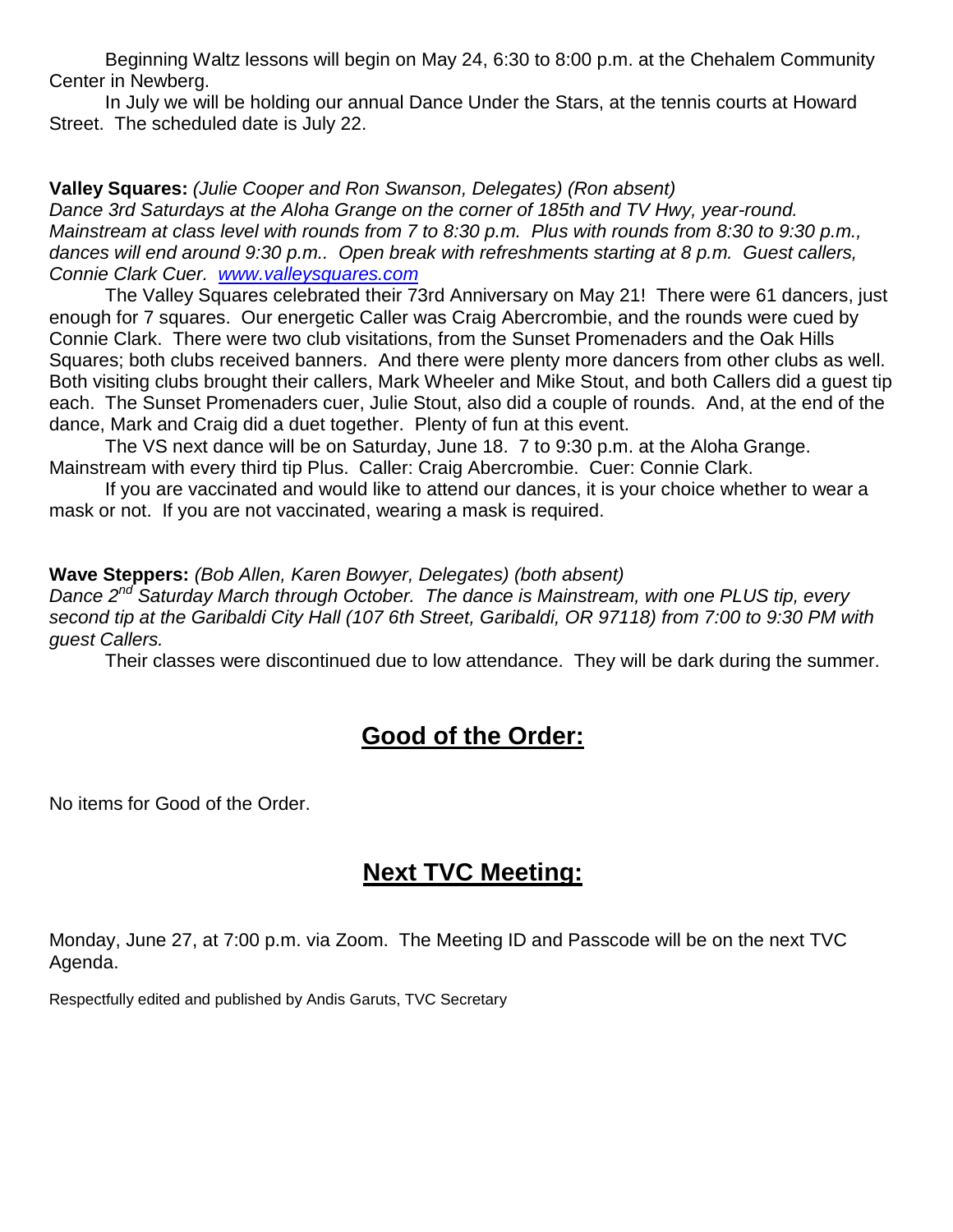Beginning Waltz lessons will begin on May 24, 6:30 to 8:00 p.m. at the Chehalem Community Center in Newberg.

In July we will be holding our annual Dance Under the Stars, at the tennis courts at Howard Street. The scheduled date is July 22.

**Valley Squares:** *(Julie Cooper and Ron Swanson, Delegates) (Ron absent)*
*Dance 3rd Saturdays at the Aloha Grange on the corner of 185th and TV Hwy, year-round. Mainstream at class level with rounds from 7 to 8:30 p.m. Plus with rounds from 8:30 to 9:30 p.m., dances will end around 9:30 p.m.. Open break with refreshments starting at 8 p.m. Guest callers, Connie Clark Cuer. [www.valleysquares.com](www.valleysquares.com)*

The Valley Squares celebrated their 73rd Anniversary on May 21! There were 61 dancers, just enough for 7 squares. Our energetic Caller was Craig Abercrombie, and the rounds were cued by Connie Clark. There were two club visitations, from the Sunset Promenaders and the Oak Hills Squares; both clubs received banners. And there were plenty more dancers from other clubs as well. Both visiting clubs brought their callers, Mark Wheeler and Mike Stout, and both Callers did a guest tip each. The Sunset Promenaders cuer, Julie Stout, also did a couple of rounds. And, at the end of the dance, Mark and Craig did a duet together. Plenty of fun at this event.

The VS next dance will be on Saturday, June 18. 7 to 9:30 p.m. at the Aloha Grange. Mainstream with every third tip Plus. Caller: Craig Abercrombie. Cuer: Connie Clark.

If you are vaccinated and would like to attend our dances, it is your choice whether to wear a mask or not. If you are not vaccinated, wearing a mask is required.

**Wave Steppers:** *(Bob Allen, Karen Bowyer, Delegates) (both absent)*
*Dance 2nd Saturday March through October. The dance is Mainstream, with one PLUS tip, every second tip at the Garibaldi City Hall (107 6th Street, Garibaldi, OR 97118) from 7:00 to 9:30 PM with guest Callers.*

Their classes were discontinued due to low attendance. They will be dark during the summer.

## Good of the Order:

No items for Good of the Order.

## Next TVC Meeting:

Monday, June 27, at 7:00 p.m. via Zoom. The Meeting ID and Passcode will be on the next TVC Agenda.

Respectfully edited and published by Andis Garuts, TVC Secretary